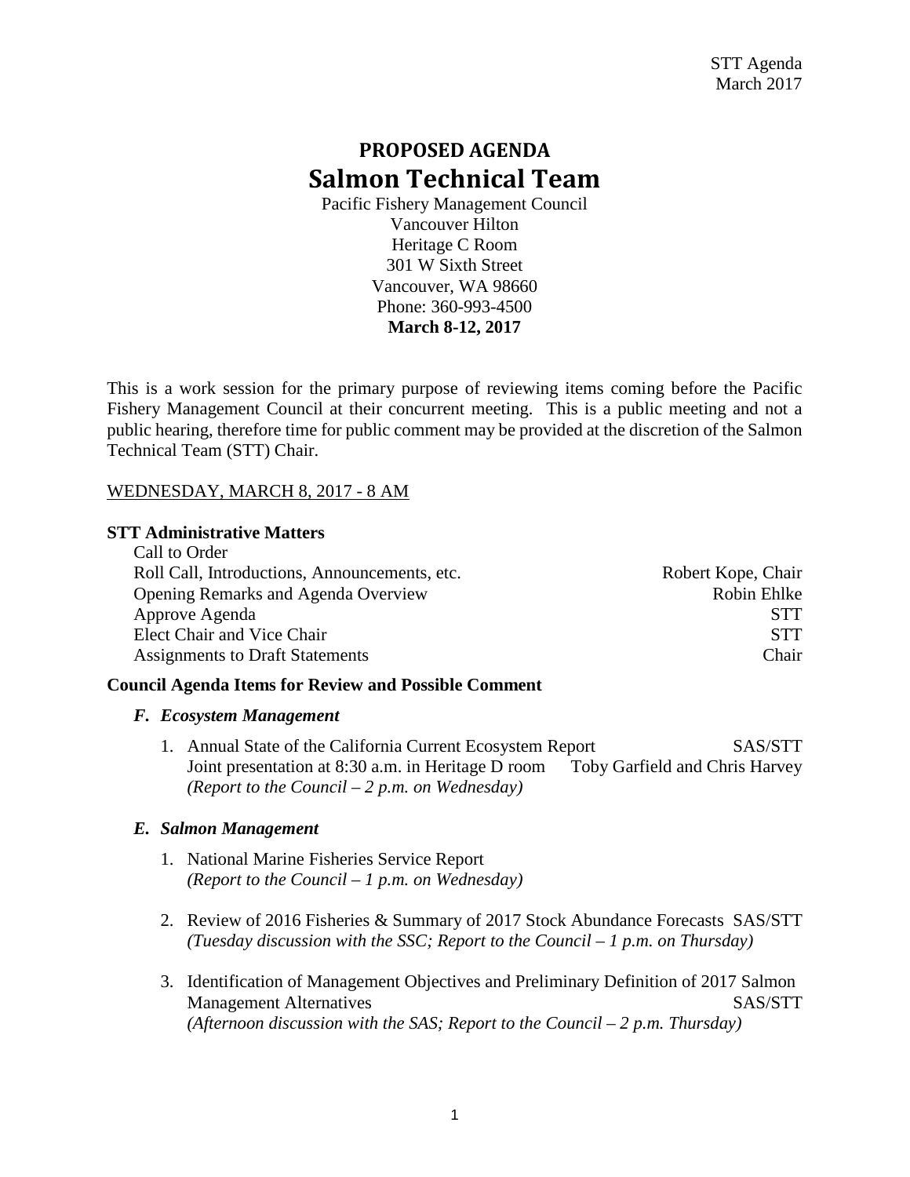STT Agenda
March 2017

# PROPOSED AGENDA
# Salmon Technical Team

Pacific Fishery Management Council
Vancouver Hilton
Heritage C Room
301 W Sixth Street
Vancouver, WA 98660
Phone: 360-993-4500
**March 8-12, 2017**

This is a work session for the primary purpose of reviewing items coming before the Pacific Fishery Management Council at their concurrent meeting. This is a public meeting and not a public hearing, therefore time for public comment may be provided at the discretion of the Salmon Technical Team (STT) Chair.

<u>WEDNESDAY, MARCH 8, 2017 - 8 AM</u>

**STT Administrative Matters**

| | |
|---|---|
| Call to Order | |
| Roll Call, Introductions, Announcements, etc. | Robert Kope, Chair |
| Opening Remarks and Agenda Overview | Robin Ehlke |
| Approve Agenda | STT |
| Elect Chair and Vice Chair | STT |
| Assignments to Draft Statements | Chair |

**Council Agenda Items for Review and Possible Comment**

***F. Ecosystem Management***

1. Annual State of the California Current Ecosystem Report — SAS/STT
   Joint presentation at 8:30 a.m. in Heritage D room — Toby Garfield and Chris Harvey
   *(Report to the Council – 2 p.m. on Wednesday)*

***E. Salmon Management***

1. National Marine Fisheries Service Report
   *(Report to the Council – 1 p.m. on Wednesday)*

2. Review of 2016 Fisheries & Summary of 2017 Stock Abundance Forecasts — SAS/STT
   *(Tuesday discussion with the SSC; Report to the Council – 1 p.m. on Thursday)*

3. Identification of Management Objectives and Preliminary Definition of 2017 Salmon Management Alternatives — SAS/STT
   *(Afternoon discussion with the SAS; Report to the Council – 2 p.m. Thursday)*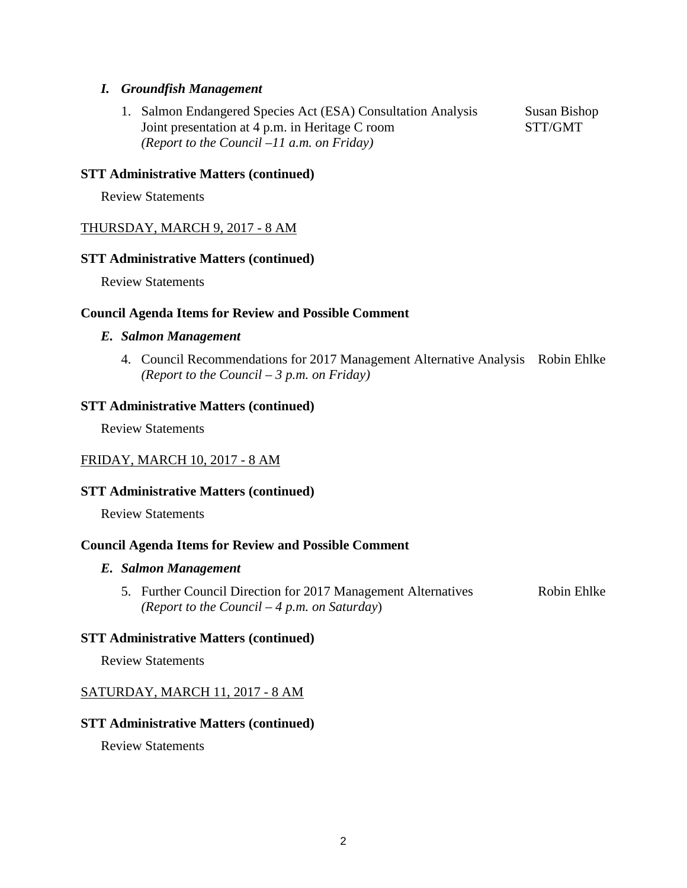*I. Groundfish Management*

1. Salmon Endangered Species Act (ESA) Consultation Analysis — Susan Bishop
   Joint presentation at 4 p.m. in Heritage C room — STT/GMT
   *(Report to the Council –11 a.m. on Friday)*

**STT Administrative Matters (continued)**

Review Statements

THURSDAY, MARCH 9, 2017 - 8 AM

**STT Administrative Matters (continued)**

Review Statements

**Council Agenda Items for Review and Possible Comment**

*E. Salmon Management*

4. Council Recommendations for 2017 Management Alternative Analysis — Robin Ehlke
   *(Report to the Council – 3 p.m. on Friday)*

**STT Administrative Matters (continued)**

Review Statements

FRIDAY, MARCH 10, 2017 - 8 AM

**STT Administrative Matters (continued)**

Review Statements

**Council Agenda Items for Review and Possible Comment**

*E. Salmon Management*

5. Further Council Direction for 2017 Management Alternatives — Robin Ehlke
   *(Report to the Council – 4 p.m. on Saturday)*

**STT Administrative Matters (continued)**

Review Statements

SATURDAY, MARCH 11, 2017 - 8 AM

**STT Administrative Matters (continued)**

Review Statements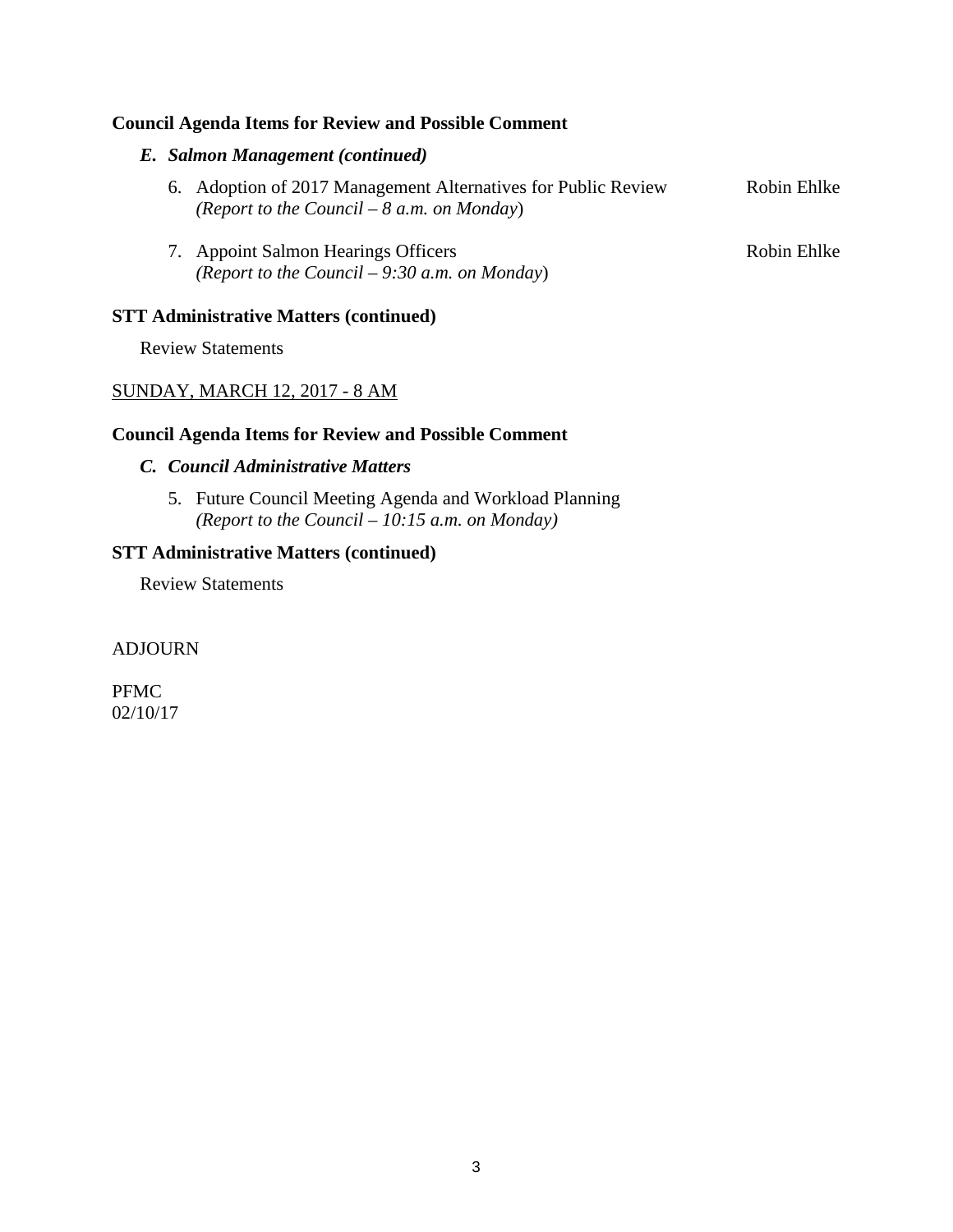**Council Agenda Items for Review and Possible Comment**

***E. Salmon Management (continued)***

6. Adoption of 2017 Management Alternatives for Public Review — Robin Ehlke
   *(Report to the Council – 8 a.m. on Monday*)

7. Appoint Salmon Hearings Officers — Robin Ehlke
   *(Report to the Council – 9:30 a.m. on Monday*)

**STT Administrative Matters (continued)**

Review Statements

SUNDAY, MARCH 12, 2017 - 8 AM

**Council Agenda Items for Review and Possible Comment**

***C. Council Administrative Matters***

5. Future Council Meeting Agenda and Workload Planning
   *(Report to the Council – 10:15 a.m. on Monday)*

**STT Administrative Matters (continued)**

Review Statements

ADJOURN

PFMC
02/10/17